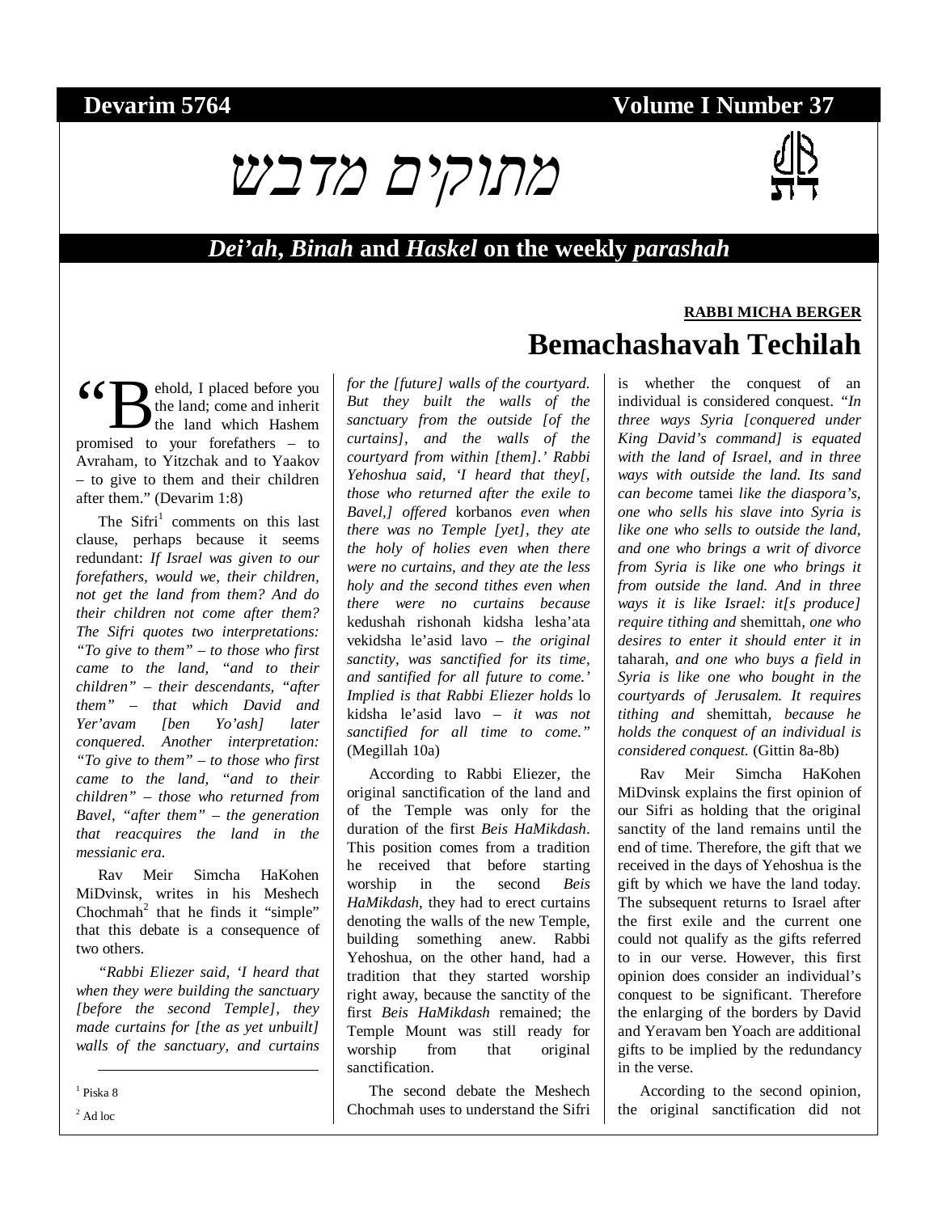**Devarim 5764** **Volume I Number 37**

# מתוקים מדבש

## *Dei'ah*, *Binah* and *Haskel* on the weekly *parashah*

**RABBI MICHA BERGER**

# Bemachashavah Techilah

"Behold, I placed before you the land; come and inherit the land which Hashem promised to your forefathers – to Avraham, to Yitzchak and to Yaakov – to give to them and their children after them." (Devarim 1:8)

The Sifri[1] comments on this last clause, perhaps because it seems redundant: *If Israel was given to our forefathers, would we, their children, not get the land from them? And do their children not come after them? The Sifri quotes two interpretations: "To give to them" – to those who first came to the land, "and to their children" – their descendants, "after them" – that which David and Yer'avam [ben Yo'ash] later conquered. Another interpretation: "To give to them" – to those who first came to the land, "and to their children" – those who returned from Bavel, "after them" – the generation that reacquires the land in the messianic era.*

Rav Meir Simcha HaKohen MiDvinsk, writes in his Meshech Chochmah[2] that he finds it "simple" that this debate is a consequence of two others.

*"Rabbi Eliezer said, 'I heard that when they were building the sanctuary [before the second Temple], they made curtains for [the as yet unbuilt] walls of the sanctuary, and curtains for the [future] walls of the courtyard. But they built the walls of the sanctuary from the outside [of the curtains], and the walls of the courtyard from within [them].' Rabbi Yehoshua said, 'I heard that they[, those who returned after the exile to Bavel,] offered* korbanos *even when there was no Temple [yet], they ate the holy of holies even when there were no curtains, and they ate the less holy and the second tithes even when there were no curtains because* kedushah rishonah kidsha lesha'ata vekidsha le'asid lavo *– the original sanctity, was sanctified for its time, and santified for all future to come.' Implied is that Rabbi Eliezer holds* lo kidsha le'asid lavo *– it was not sanctified for all time to come."* (Megillah 10a)

According to Rabbi Eliezer, the original sanctification of the land and of the Temple was only for the duration of the first *Beis HaMikdash*. This position comes from a tradition he received that before starting worship in the second *Beis HaMikdash*, they had to erect curtains denoting the walls of the new Temple, building something anew. Rabbi Yehoshua, on the other hand, had a tradition that they started worship right away, because the sanctity of the first *Beis HaMikdash* remained; the Temple Mount was still ready for worship from that original sanctification.

The second debate the Meshech Chochmah uses to understand the Sifri is whether the conquest of an individual is considered conquest. *"In three ways Syria [conquered under King David's command] is equated with the land of Israel, and in three ways with outside the land. Its sand can become* tamei *like the diaspora's, one who sells his slave into Syria is like one who sells to outside the land, and one who brings a writ of divorce from Syria is like one who brings it from outside the land. And in three ways it is like Israel: it[s produce] require tithing and* shemittah*, one who desires to enter it should enter it in* taharah*, and one who buys a field in Syria is like one who bought in the courtyards of Jerusalem. It requires tithing and* shemittah*, because he holds the conquest of an individual is considered conquest.* (Gittin 8a-8b)

Rav Meir Simcha HaKohen MiDvinsk explains the first opinion of our Sifri as holding that the original sanctity of the land remains until the end of time. Therefore, the gift that we received in the days of Yehoshua is the gift by which we have the land today. The subsequent returns to Israel after the first exile and the current one could not qualify as the gifts referred to in our verse. However, this first opinion does consider an individual's conquest to be significant. Therefore the enlarging of the borders by David and Yeravam ben Yoach are additional gifts to be implied by the redundancy in the verse.

According to the second opinion, the original sanctification did not

---

[1] Piska 8

[2] Ad loc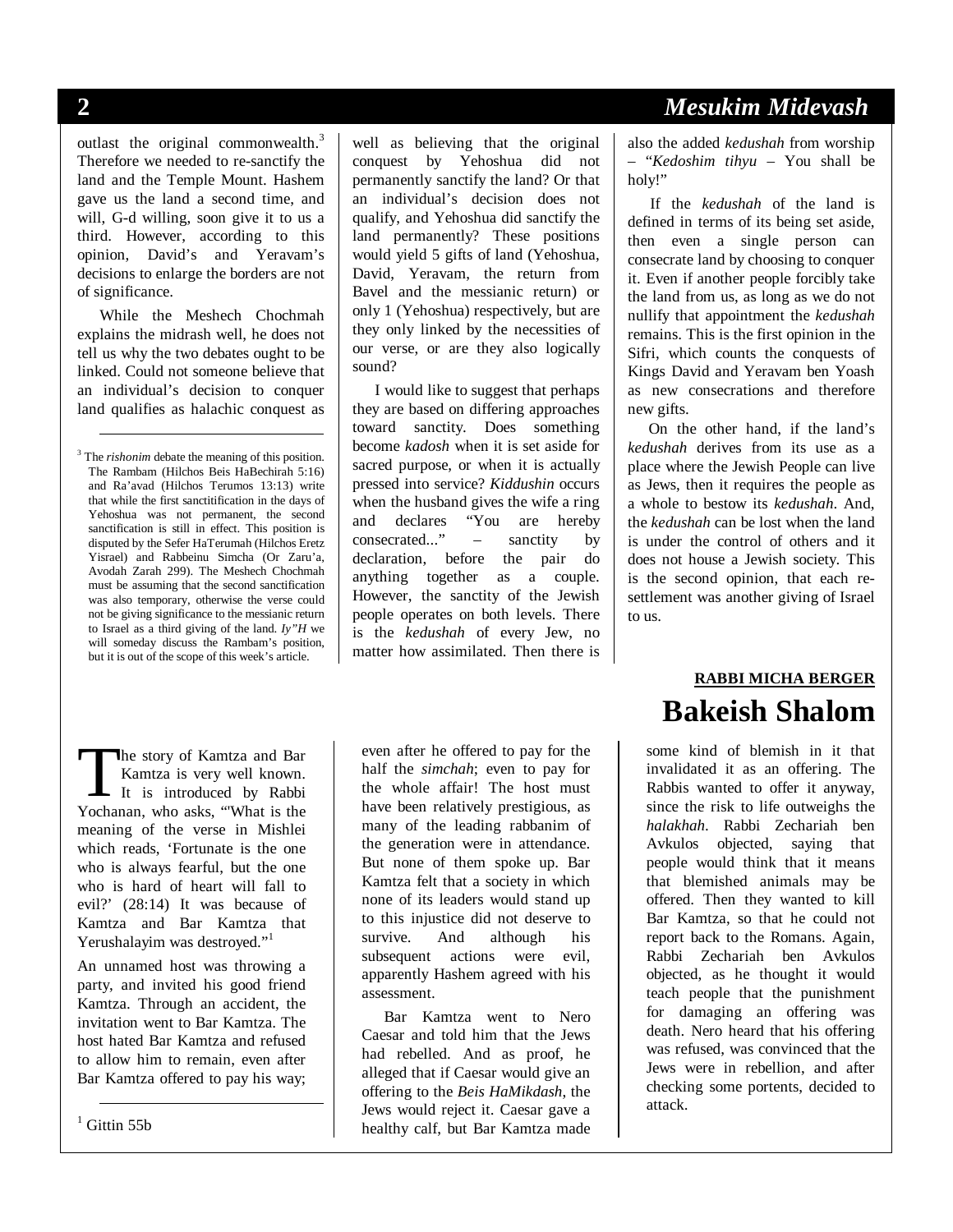outlast the original commonwealth.[3] Therefore we needed to re-sanctify the land and the Temple Mount. Hashem gave us the land a second time, and will, G-d willing, soon give it to us a third. However, according to this opinion, David's and Yeravam's decisions to enlarge the borders are not of significance.

While the Meshech Chochmah explains the midrash well, he does not tell us why the two debates ought to be linked. Could not someone believe that an individual's decision to conquer land qualifies as halachic conquest as well as believing that the original conquest by Yehoshua did not permanently sanctify the land? Or that an individual's decision does not qualify, and Yehoshua did sanctify the land permanently? These positions would yield 5 gifts of land (Yehoshua, David, Yeravam, the return from Bavel and the messianic return) or only 1 (Yehoshua) respectively, but are they only linked by the necessities of our verse, or are they also logically sound?

I would like to suggest that perhaps they are based on differing approaches toward sanctity. Does something become *kadosh* when it is set aside for sacred purpose, or when it is actually pressed into service? *Kiddushin* occurs when the husband gives the wife a ring and declares "You are hereby consecrated..." – sanctity by declaration, before the pair do anything together as a couple. However, the sanctity of the Jewish people operates on both levels. There is the *kedushah* of every Jew, no matter how assimilated. Then there is also the added *kedushah* from worship – "*Kedoshim tihyu* – You shall be holy!"

If the *kedushah* of the land is defined in terms of its being set aside, then even a single person can consecrate land by choosing to conquer it. Even if another people forcibly take the land from us, as long as we do not nullify that appointment the *kedushah* remains. This is the first opinion in the Sifri, which counts the conquests of Kings David and Yeravam ben Yoash as new consecrations and therefore new gifts.

On the other hand, if the land's *kedushah* derives from its use as a place where the Jewish People can live as Jews, then it requires the people as a whole to bestow its *kedushah*. And, the *kedushah* can be lost when the land is under the control of others and it does not house a Jewish society. This is the second opinion, that each re-settlement was another giving of Israel to us.

[3] The *rishonim* debate the meaning of this position. The Rambam (Hilchos Beis HaBechirah 5:16) and Ra'avad (Hilchos Terumos 13:13) write that while the first sanctitification in the days of Yehoshua was not permanent, the second sanctification is still in effect. This position is disputed by the Sefer HaTerumah (Hilchos Eretz Yisrael) and Rabbeinu Simcha (Or Zaru'a, Avodah Zarah 299). The Meshech Chochmah must be assuming that the second sanctification was also temporary, otherwise the verse could not be giving significance to the messianic return to Israel as a third giving of the land. *Iy"H* we will someday discuss the Rambam's position, but it is out of the scope of this week's article.

**RABBI MICHA BERGER**

# Bakeish Shalom

The story of Kamtza and Bar Kamtza is very well known. It is introduced by Rabbi Yochanan, who asks, "'What is the meaning of the verse in Mishlei which reads, 'Fortunate is the one who is always fearful, but the one who is hard of heart will fall to evil?' (28:14) It was because of Kamtza and Bar Kamtza that Yerushalayim was destroyed."[1]

An unnamed host was throwing a party, and invited his good friend Kamtza. Through an accident, the invitation went to Bar Kamtza. The host hated Bar Kamtza and refused to allow him to remain, even after Bar Kamtza offered to pay his way; even after he offered to pay for the half the *simchah*; even to pay for the whole affair! The host must have been relatively prestigious, as many of the leading rabbanim of the generation were in attendance. But none of them spoke up. Bar Kamtza felt that a society in which none of its leaders would stand up to this injustice did not deserve to survive. And although his subsequent actions were evil, apparently Hashem agreed with his assessment.

Bar Kamtza went to Nero Caesar and told him that the Jews had rebelled. And as proof, he alleged that if Caesar would give an offering to the *Beis HaMikdash*, the Jews would reject it. Caesar gave a healthy calf, but Bar Kamtza made some kind of blemish in it that invalidated it as an offering. The Rabbis wanted to offer it anyway, since the risk to life outweighs the *halakhah*. Rabbi Zechariah ben Avkulos objected, saying that people would think that it means that blemished animals may be offered. Then they wanted to kill Bar Kamtza, so that he could not report back to the Romans. Again, Rabbi Zechariah ben Avkulos objected, as he thought it would teach people that the punishment for damaging an offering was death. Nero heard that his offering was refused, was convinced that the Jews were in rebellion, and after checking some portents, decided to attack.

[1] Gittin 55b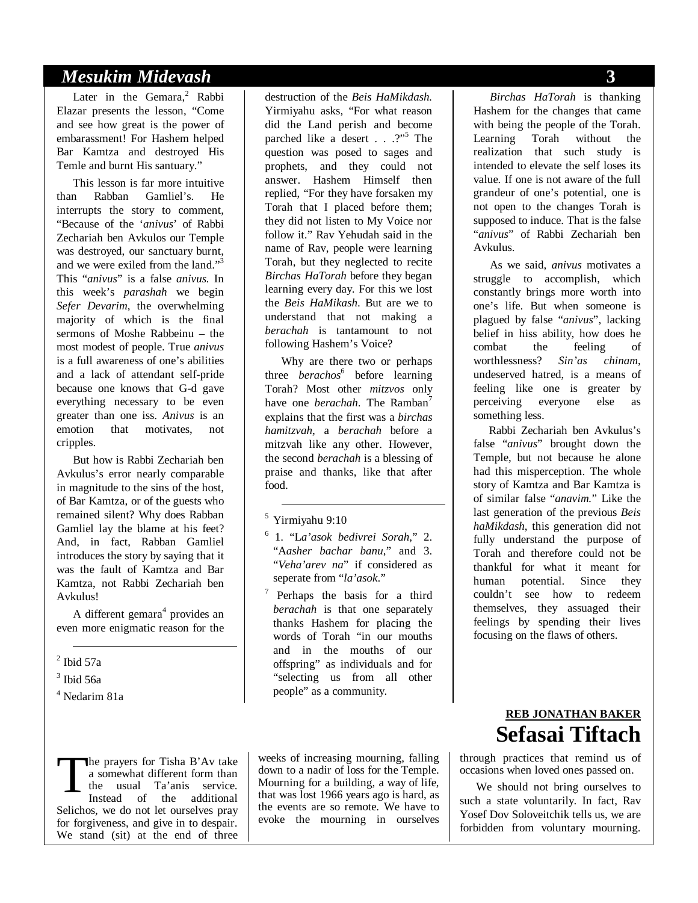Later in the Gemara,[2] Rabbi Elazar presents the lesson, "Come and see how great is the power of embarassment! For Hashem helped Bar Kamtza and destroyed His Temle and burnt His santuary."

This lesson is far more intuitive than Rabban Gamliel's. He interrupts the story to comment, "Because of the '*anivus*' of Rabbi Zechariah ben Avkulos our Temple was destroyed, our sanctuary burnt, and we were exiled from the land."[3] This "*anivus*" is a false *anivus*. In this week's *parashah* we begin *Sefer Devarim*, the overwhelming majority of which is the final sermons of Moshe Rabbeinu – the most modest of people. True *anivus* is a full awareness of one's abilities and a lack of attendant self-pride because one knows that G-d gave everything necessary to be even greater than one iss. *Anivus* is an emotion that motivates, not cripples.

But how is Rabbi Zechariah ben Avkulus's error nearly comparable in magnitude to the sins of the host, of Bar Kamtza, or of the guests who remained silent? Why does Rabban Gamliel lay the blame at his feet? And, in fact, Rabban Gamliel introduces the story by saying that it was the fault of Kamtza and Bar Kamtza, not Rabbi Zechariah ben Avkulus!

A different gemara[4] provides an even more enigmatic reason for the destruction of the *Beis HaMikdash*. Yirmiyahu asks, "For what reason did the Land perish and become parched like a desert . . .?"[5] The question was posed to sages and prophets, and they could not answer. Hashem Himself then replied, "For they have forsaken my Torah that I placed before them; they did not listen to My Voice nor follow it." Rav Yehudah said in the name of Rav, people were learning Torah, but they neglected to recite *Birchas HaTorah* before they began learning every day. For this we lost the *Beis HaMikash*. But are we to understand that not making a *berachah* is tantamount to not following Hashem's Voice?

Why are there two or perhaps three *berachos*[6] before learning Torah? Most other *mitzvos* only have one *berachah*. The Ramban[7] explains that the first was a *birchas hamitzvah*, a *berachah* before a mitzvah like any other. However, the second *berachah* is a blessing of praise and thanks, like that after food.

*Birchas HaTorah* is thanking Hashem for the changes that came with being the people of the Torah. Learning Torah without the realization that such study is intended to elevate the self loses its value. If one is not aware of the full grandeur of one's potential, one is not open to the changes Torah is supposed to induce. That is the false "*anivus*" of Rabbi Zechariah ben Avkulus.

As we said, *anivus* motivates a struggle to accomplish, which constantly brings more worth into one's life. But when someone is plagued by false "*anivus*", lacking belief in hiss ability, how does he combat the feeling of worthlessness? *Sin'as chinam*, undeserved hatred, is a means of feeling like one is greater by perceiving everyone else as something less.

Rabbi Zechariah ben Avkulus's false "*anivus*" brought down the Temple, but not because he alone had this misperception. The whole story of Kamtza and Bar Kamtza is of similar false "*anavim*." Like the last generation of the previous *Beis haMikdash*, this generation did not fully understand the purpose of Torah and therefore could not be thankful for what it meant for human potential. Since they couldn't see how to redeem themselves, they assuaged their feelings by spending their lives focusing on the flaws of others.

---

[2] Ibid 57a

[3] Ibid 56a

[4] Nedarim 81a

[5] Yirmiyahu 9:10

[6] 1. "*La'asok bedivrei Sorah*," 2. "*Asher bachar banu*," and 3. "*Veha'arev na*" if considered as seperate from "*la'asok*."

[7] Perhaps the basis for a third *berachah* is that one separately thanks Hashem for placing the words of Torah "in our mouths and in the mouths of our offspring" as individuals and for "selecting us from all other people" as a community.

---

**REB JONATHAN BAKER**

# Sefasai Tiftach

The prayers for Tisha B'Av take a somewhat different form than the usual Ta'anis service. Instead of the additional Selichos, we do not let ourselves pray for forgiveness, and give in to despair. We stand (sit) at the end of three weeks of increasing mourning, falling down to a nadir of loss for the Temple. Mourning for a building, a way of life, that was lost 1966 years ago is hard, as the events are so remote. We have to evoke the mourning in ourselves through practices that remind us of occasions when loved ones passed on.

We should not bring ourselves to such a state voluntarily. In fact, Rav Yosef Dov Soloveitchik tells us, we are forbidden from voluntary mourning.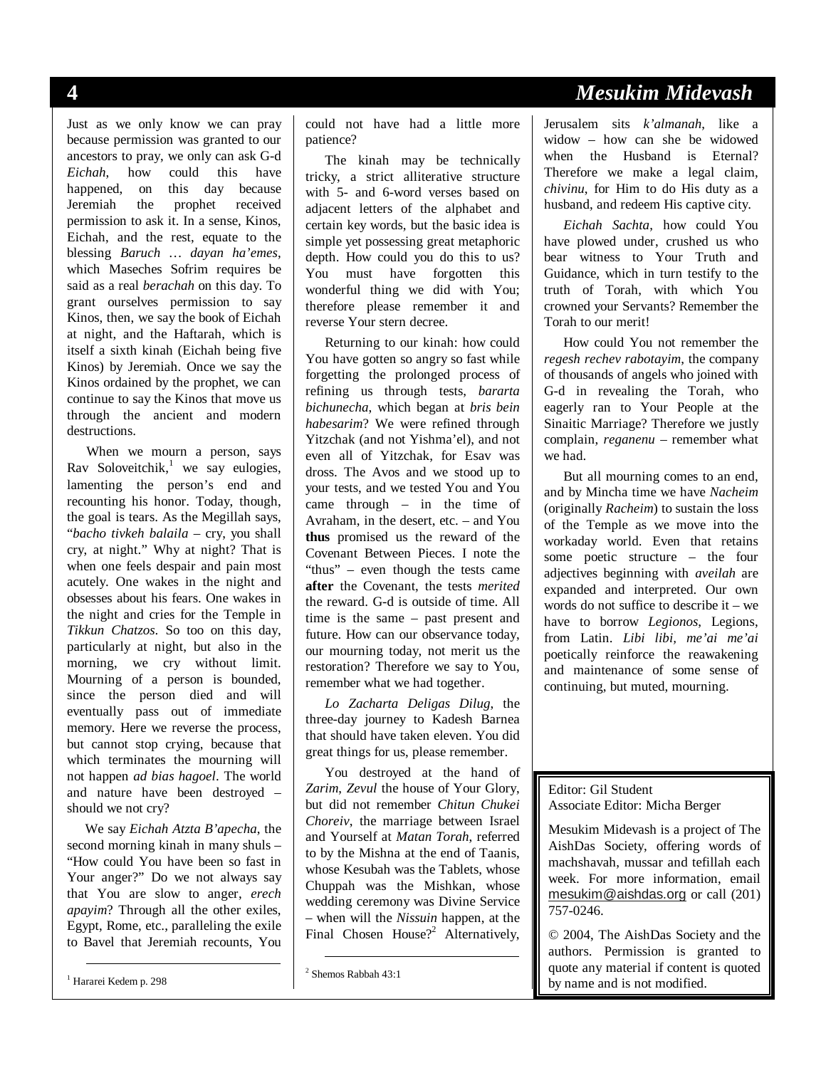Just as we only know we can pray because permission was granted to our ancestors to pray, we only can ask G-d *Eichah*, how could this have happened, on this day because Jeremiah the prophet received permission to ask it. In a sense, Kinos, Eichah, and the rest, equate to the blessing *Baruch … dayan ha'emes*, which Maseches Sofrim requires be said as a real *berachah* on this day. To grant ourselves permission to say Kinos, then, we say the book of Eichah at night, and the Haftarah, which is itself a sixth kinah (Eichah being five Kinos) by Jeremiah. Once we say the Kinos ordained by the prophet, we can continue to say the Kinos that move us through the ancient and modern destructions.

When we mourn a person, says Rav Soloveitchik,[1] we say eulogies, lamenting the person's end and recounting his honor. Today, though, the goal is tears. As the Megillah says, "*bacho tivkeh balaila* – cry, you shall cry, at night." Why at night? That is when one feels despair and pain most acutely. One wakes in the night and obsesses about his fears. One wakes in the night and cries for the Temple in *Tikkun Chatzos*. So too on this day, particularly at night, but also in the morning, we cry without limit. Mourning of a person is bounded, since the person died and will eventually pass out of immediate memory. Here we reverse the process, but cannot stop crying, because that which terminates the mourning will not happen *ad bias hagoel*. The world and nature have been destroyed – should we not cry?

We say *Eichah Atzta B'apecha*, the second morning kinah in many shuls – "How could You have been so fast in Your anger?" Do we not always say that You are slow to anger, *erech apayim*? Through all the other exiles, Egypt, Rome, etc., paralleling the exile to Bavel that Jeremiah recounts, You could not have had a little more patience?

The kinah may be technically tricky, a strict alliterative structure with 5- and 6-word verses based on adjacent letters of the alphabet and certain key words, but the basic idea is simple yet possessing great metaphoric depth. How could you do this to us? You must have forgotten this wonderful thing we did with You; therefore please remember it and reverse Your stern decree.

Returning to our kinah: how could You have gotten so angry so fast while forgetting the prolonged process of refining us through tests, *bararta bichunecha*, which began at *bris bein habesarim*? We were refined through Yitzchak (and not Yishma'el), and not even all of Yitzchak, for Esav was dross. The Avos and we stood up to your tests, and we tested You and You came through – in the time of Avraham, in the desert, etc. – and You **thus** promised us the reward of the Covenant Between Pieces. I note the "thus" – even though the tests came **after** the Covenant, the tests *merited* the reward. G-d is outside of time. All time is the same – past present and future. How can our observance today, our mourning today, not merit us the restoration? Therefore we say to You, remember what we had together.

*Lo Zacharta Deligas Dilug*, the three-day journey to Kadesh Barnea that should have taken eleven. You did great things for us, please remember.

You destroyed at the hand of *Zarim, Zevul* the house of Your Glory, but did not remember *Chitun Chukei Choreiv*, the marriage between Israel and Yourself at *Matan Torah*, referred to by the Mishna at the end of Taanis, whose Kesubah was the Tablets, whose Chuppah was the Mishkan, whose wedding ceremony was Divine Service – when will the *Nissuin* happen, at the Final Chosen House?[2] Alternatively, Jerusalem sits *k'almanah*, like a widow – how can she be widowed when the Husband is Eternal? Therefore we make a legal claim, *chivinu*, for Him to do His duty as a husband, and redeem His captive city.

*Eichah Sachta*, how could You have plowed under, crushed us who bear witness to Your Truth and Guidance, which in turn testify to the truth of Torah, with which You crowned your Servants? Remember the Torah to our merit!

How could You not remember the *regesh rechev rabotayim*, the company of thousands of angels who joined with G-d in revealing the Torah, who eagerly ran to Your People at the Sinaitic Marriage? Therefore we justly complain, *reganenu* – remember what we had.

But all mourning comes to an end, and by Mincha time we have *Nacheim* (originally *Racheim*) to sustain the loss of the Temple as we move into the workaday world. Even that retains some poetic structure – the four adjectives beginning with *aveilah* are expanded and interpreted. Our own words do not suffice to describe it – we have to borrow *Legionos*, Legions, from Latin. *Libi libi, me'ai me'ai* poetically reinforce the reawakening and maintenance of some sense of continuing, but muted, mourning.

[1] Hararei Kedem p. 298

[2] Shemos Rabbah 43:1

Editor: Gil Student
Associate Editor: Micha Berger

Mesukim Midevash is a project of The AishDas Society, offering words of machshavah, mussar and tefillah each week. For more information, email mesukim@aishdas.org or call (201) 757-0246.

© 2004, The AishDas Society and the authors. Permission is granted to quote any material if content is quoted by name and is not modified.